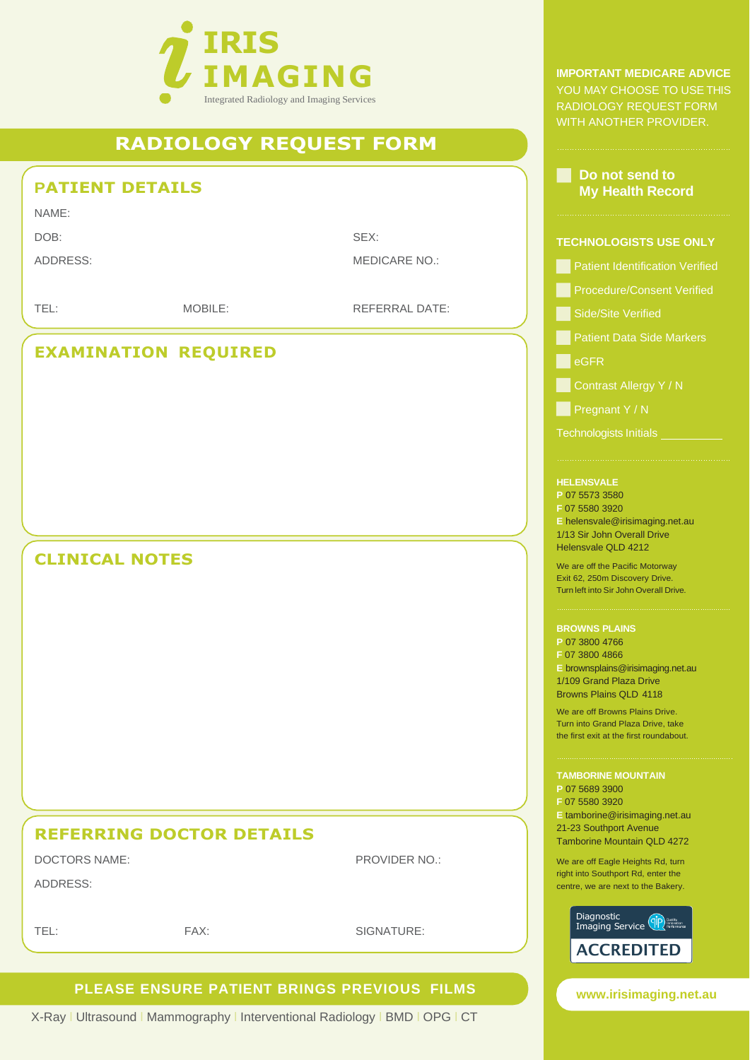# IRIS IMAGING

Integrated Radiology and Imaging Services

## RADIOLOGY REQUEST FORM

### PATIENT DETAILS

NAME:

DOB: SEX:

ADDRESS: MEDICARE NO.:

TEL: MOBILE: REFERRAL DATE:

### EXAMINATION REQUIRED

### CLINICAL NOTES

### REFERRING DOCTOR DETAILS

DOCTORS NAME: PROVIDER NO.:

ADDRESS:

TEL: FAX: SIGNATURE:

**PLEASE ENSURE PATIENT BRINGS PREVIOUS FILMS**

X-Ray | Ultrasound | Mammography | Interventional Radiology | BMD | OPG | CT

**IMPORTANT MEDICARE ADVICE**
YOU MAY CHOOSE TO USE THIS RADIOLOGY REQUEST FORM WITH ANOTHER PROVIDER.

- [ ] **Do not send to My Health Record**

**TECHNOLOGISTS USE ONLY**

- [ ] Patient Identification Verified
- [ ] Procedure/Consent Verified
- [ ] Side/Site Verified
- [ ] Patient Data Side Markers
- [ ] eGFR
- [ ] Contrast Allergy Y / N
- [ ] Pregnant Y / N

Technologists Initials __________

**HELENSVALE**
P 07 5573 3580
F 07 5580 3920
E helensvale@irisimaging.net.au
1/13 Sir John Overall Drive
Helensvale QLD 4212

We are off the Pacific Motorway Exit 62, 250m Discovery Drive. Turn left into Sir John Overall Drive.

**BROWNS PLAINS**
P 07 3800 4766
F 07 3800 4866
E brownsplains@irisimaging.net.au
1/109 Grand Plaza Drive
Browns Plains QLD 4118

We are off Browns Plains Drive. Turn into Grand Plaza Drive, take the first exit at the first roundabout.

**TAMBORINE MOUNTAIN**
P 07 5689 3900
F 07 5580 3920
E tamborine@irisimaging.net.au
21-23 Southport Avenue
Tamborine Mountain QLD 4272

We are off Eagle Heights Rd, turn right into Southport Rd, enter the centre, we are next to the Bakery.

Diagnostic Imaging Service ACCREDITED

www.irisimaging.net.au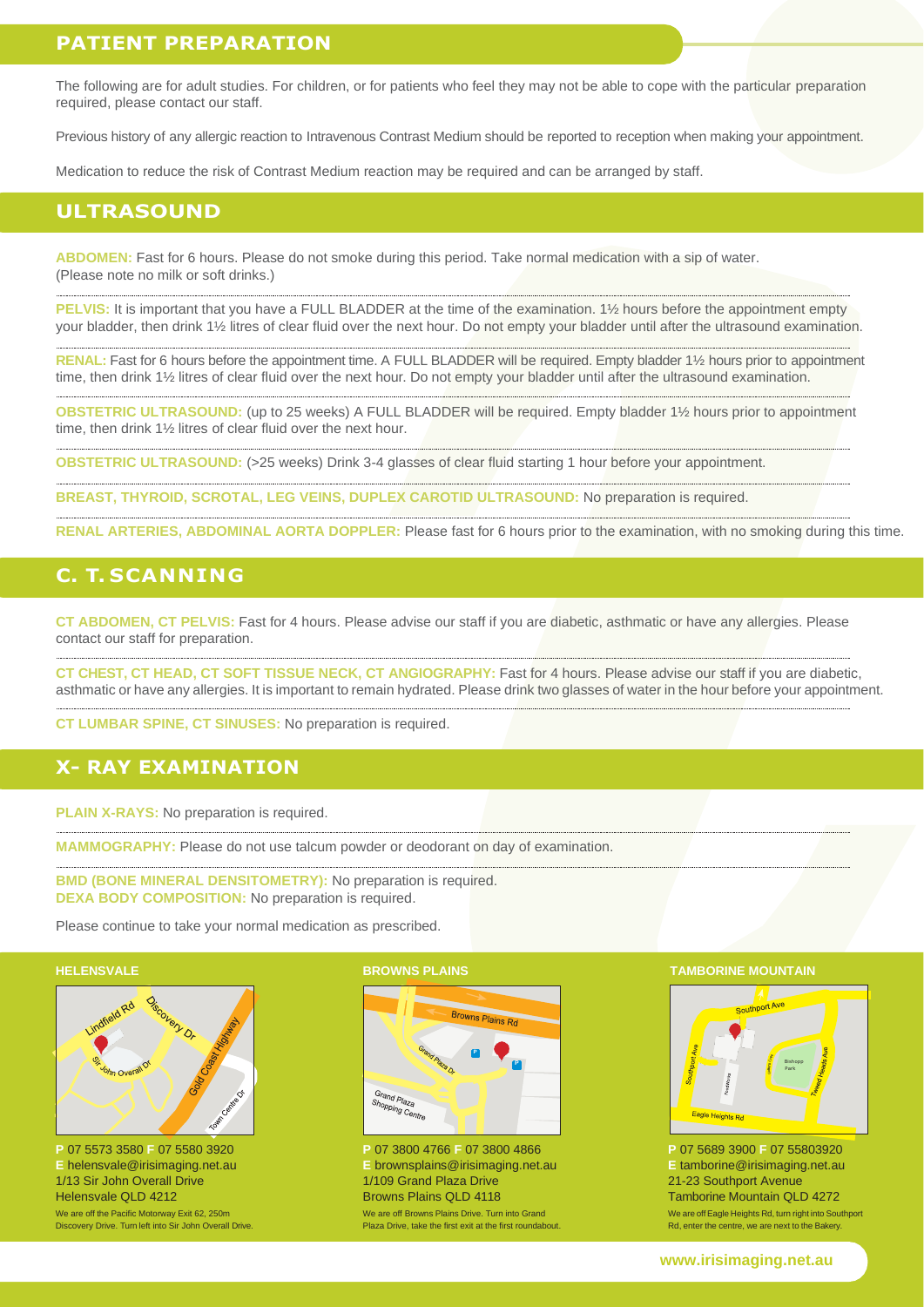## PATIENT PREPARATION

The following are for adult studies. For children, or for patients who feel they may not be able to cope with the particular preparation required, please contact our staff.

Previous history of any allergic reaction to Intravenous Contrast Medium should be reported to reception when making your appointment.

Medication to reduce the risk of Contrast Medium reaction may be required and can be arranged by staff.

## ULTRASOUND

**ABDOMEN:** Fast for 6 hours. Please do not smoke during this period. Take normal medication with a sip of water. (Please note no milk or soft drinks.)

**PELVIS:** It is important that you have a FULL BLADDER at the time of the examination. 1½ hours before the appointment empty your bladder, then drink 1½ litres of clear fluid over the next hour. Do not empty your bladder until after the ultrasound examination.

**RENAL:** Fast for 6 hours before the appointment time. A FULL BLADDER will be required. Empty bladder 1½ hours prior to appointment time, then drink 1½ litres of clear fluid over the next hour. Do not empty your bladder until after the ultrasound examination.

**OBSTETRIC ULTRASOUND:** (up to 25 weeks) A FULL BLADDER will be required. Empty bladder 1½ hours prior to appointment time, then drink 1½ litres of clear fluid over the next hour.

**OBSTETRIC ULTRASOUND:** (>25 weeks) Drink 3-4 glasses of clear fluid starting 1 hour before your appointment.

**BREAST, THYROID, SCROTAL, LEG VEINS, DUPLEX CAROTID ULTRASOUND:** No preparation is required.

**RENAL ARTERIES, ABDOMINAL AORTA DOPPLER:** Please fast for 6 hours prior to the examination, with no smoking during this time.

## C. T. SCANNING

**CT ABDOMEN, CT PELVIS:** Fast for 4 hours. Please advise our staff if you are diabetic, asthmatic or have any allergies. Please contact our staff for preparation.

**CT CHEST, CT HEAD, CT SOFT TISSUE NECK, CT ANGIOGRAPHY:** Fast for 4 hours. Please advise our staff if you are diabetic, asthmatic or have any allergies. It is important to remain hydrated. Please drink two glasses of water in the hour before your appointment.

**CT LUMBAR SPINE, CT SINUSES:** No preparation is required.

## X- RAY EXAMINATION

**PLAIN X-RAYS:** No preparation is required.

**MAMMOGRAPHY:** Please do not use talcum powder or deodorant on day of examination.

**BMD (BONE MINERAL DENSITOMETRY):** No preparation is required.
**DEXA BODY COMPOSITION:** No preparation is required.

Please continue to take your normal medication as prescribed.

### HELENSVALE

Lindfield Rd
Discovery Dr
Sir John Overall Dr
Gold Coast Highway
Town Centre Dr

**P** 07 5573 3580 **F** 07 5580 3920
**E** helensvale@irisimaging.net.au
1/13 Sir John Overall Drive
Helensvale QLD 4212
We are off the Pacific Motorway Exit 62, 250m Discovery Drive. Turn left into Sir John Overall Drive.

### BROWNS PLAINS

Browns Plains Rd
Grand Plaza Dr
Grand Plaza Shopping Centre

**P** 07 3800 4766 **F** 07 3800 4866
**E** brownsplains@irisimaging.net.au
1/109 Grand Plaza Drive
Browns Plains QLD 4118
We are off Browns Plains Drive. Turn into Grand Plaza Drive, take the first exit at the first roundabout.

### TAMBORINE MOUNTAIN

Southport Ave
Bishopp Park
Tweed Heads Ave
Eagle Heights Rd

**P** 07 5689 3900 **F** 07 55803920
**E** tamborine@irisimaging.net.au
21-23 Southport Avenue
Tamborine Mountain QLD 4272
We are off Eagle Heights Rd, turn right into Southport Rd, enter the centre, we are next to the Bakery.

www.irisimaging.net.au